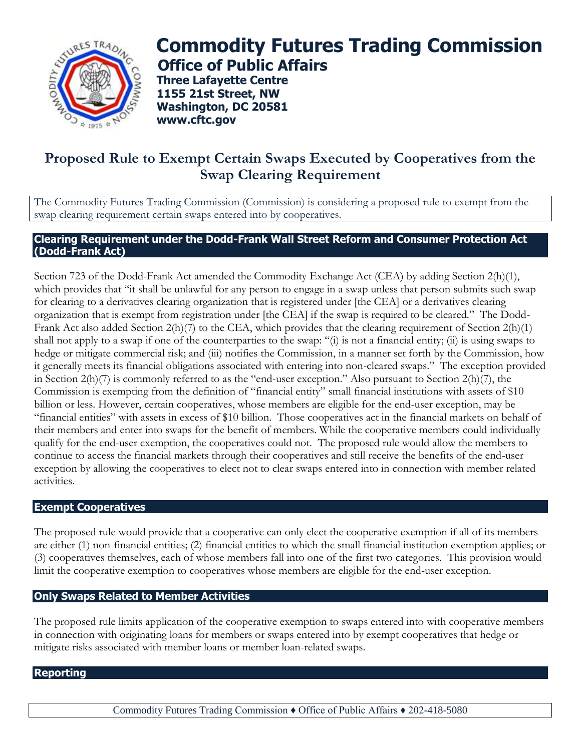# Commodity Futures Trading Commission

## Office of Public Affairs

**Three Lafayette Centre**
**1155 21st Street, NW**
**Washington, DC 20581**
**www.cftc.gov**

# Proposed Rule to Exempt Certain Swaps Executed by Cooperatives from the Swap Clearing Requirement

The Commodity Futures Trading Commission (Commission) is considering a proposed rule to exempt from the swap clearing requirement certain swaps entered into by cooperatives.

## Clearing Requirement under the Dodd-Frank Wall Street Reform and Consumer Protection Act (Dodd-Frank Act)

Section 723 of the Dodd-Frank Act amended the Commodity Exchange Act (CEA) by adding Section 2(h)(1), which provides that "it shall be unlawful for any person to engage in a swap unless that person submits such swap for clearing to a derivatives clearing organization that is registered under [the CEA] or a derivatives clearing organization that is exempt from registration under [the CEA] if the swap is required to be cleared." The Dodd-Frank Act also added Section 2(h)(7) to the CEA, which provides that the clearing requirement of Section 2(h)(1) shall not apply to a swap if one of the counterparties to the swap: "(i) is not a financial entity; (ii) is using swaps to hedge or mitigate commercial risk; and (iii) notifies the Commission, in a manner set forth by the Commission, how it generally meets its financial obligations associated with entering into non-cleared swaps." The exception provided in Section 2(h)(7) is commonly referred to as the "end-user exception." Also pursuant to Section 2(h)(7), the Commission is exempting from the definition of "financial entity" small financial institutions with assets of $10 billion or less. However, certain cooperatives, whose members are eligible for the end-user exception, may be "financial entities" with assets in excess of $10 billion. Those cooperatives act in the financial markets on behalf of their members and enter into swaps for the benefit of members. While the cooperative members could individually qualify for the end-user exemption, the cooperatives could not. The proposed rule would allow the members to continue to access the financial markets through their cooperatives and still receive the benefits of the end-user exception by allowing the cooperatives to elect not to clear swaps entered into in connection with member related activities.

## Exempt Cooperatives

The proposed rule would provide that a cooperative can only elect the cooperative exemption if all of its members are either (1) non-financial entities; (2) financial entities to which the small financial institution exemption applies; or (3) cooperatives themselves, each of whose members fall into one of the first two categories. This provision would limit the cooperative exemption to cooperatives whose members are eligible for the end-user exception.

## Only Swaps Related to Member Activities

The proposed rule limits application of the cooperative exemption to swaps entered into with cooperative members in connection with originating loans for members or swaps entered into by exempt cooperatives that hedge or mitigate risks associated with member loans or member loan-related swaps.

## Reporting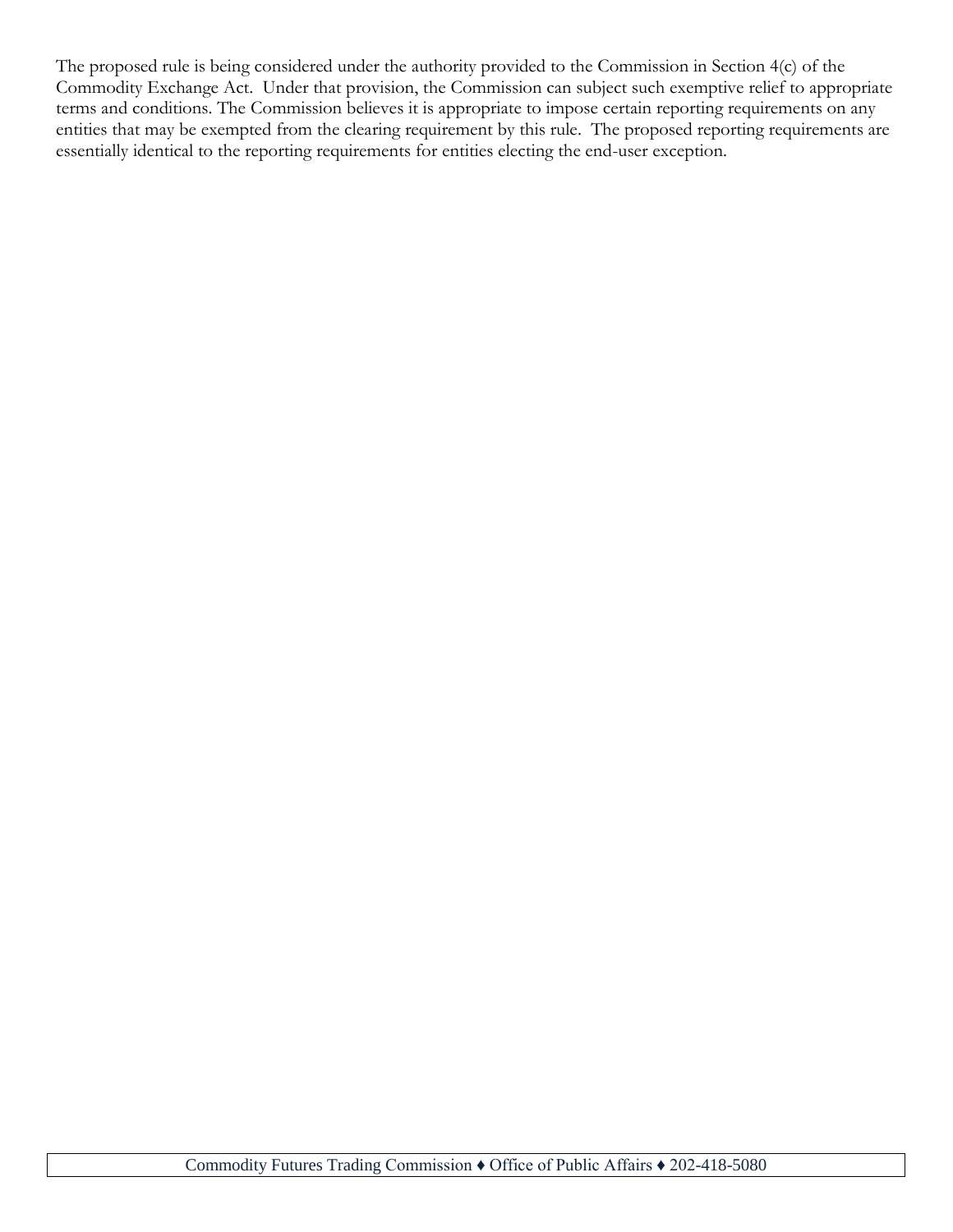The proposed rule is being considered under the authority provided to the Commission in Section 4(c) of the Commodity Exchange Act. Under that provision, the Commission can subject such exemptive relief to appropriate terms and conditions. The Commission believes it is appropriate to impose certain reporting requirements on any entities that may be exempted from the clearing requirement by this rule. The proposed reporting requirements are essentially identical to the reporting requirements for entities electing the end-user exception.